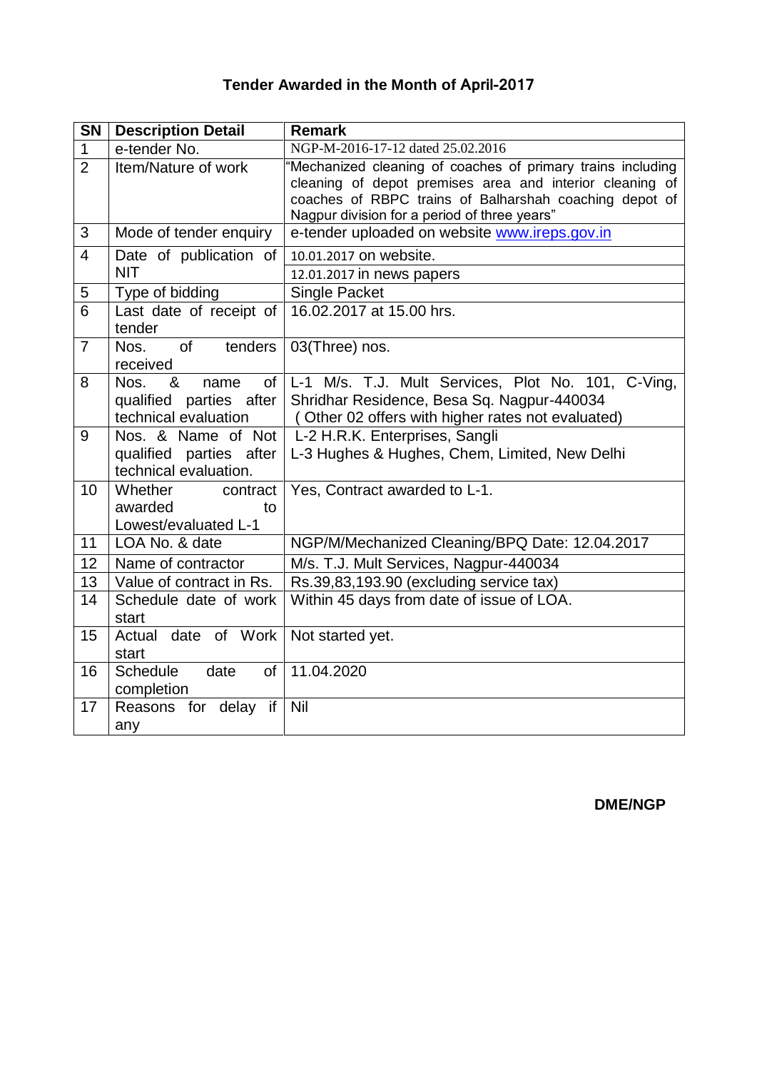# Tender Awarded in the Month of April-2017

| SN | Description Detail | Remark |
|---|---|---|
| 1 | e-tender No. | NGP-M-2016-17-12 dated 25.02.2016 |
| 2 | Item/Nature of work | "Mechanized cleaning of coaches of primary trains including cleaning of depot premises area and interior cleaning of coaches of RBPC trains of Balharshah coaching depot of Nagpur division for a period of three years" |
| 3 | Mode of tender enquiry | e-tender uploaded on website www.ireps.gov.in |
| 4 | Date of publication of NIT | 10.01.2017 on website.<br>12.01.2017 in news papers |
| 5 | Type of bidding | Single Packet |
| 6 | Last date of receipt of tender | 16.02.2017 at 15.00 hrs. |
| 7 | Nos. of tenders received | 03(Three) nos. |
| 8 | Nos. & name of qualified parties after technical evaluation | L-1 M/s. T.J. Mult Services, Plot No. 101, C-Ving, Shridhar Residence, Besa Sq. Nagpur-440034<br>( Other 02 offers with higher rates not evaluated) |
| 9 | Nos. & Name of Not qualified parties after technical evaluation. | L-2 H.R.K. Enterprises, Sangli<br>L-3 Hughes & Hughes, Chem, Limited, New Delhi |
| 10 | Whether contract awarded to Lowest/evaluated L-1 | Yes, Contract awarded to L-1. |
| 11 | LOA No. & date | NGP/M/Mechanized Cleaning/BPQ Date: 12.04.2017 |
| 12 | Name of contractor | M/s. T.J. Mult Services, Nagpur-440034 |
| 13 | Value of contract in Rs. | Rs.39,83,193.90 (excluding service tax) |
| 14 | Schedule date of work start | Within 45 days from date of issue of LOA. |
| 15 | Actual date of Work start | Not started yet. |
| 16 | Schedule date of completion | 11.04.2020 |
| 17 | Reasons for delay if any | Nil |

**DME/NGP**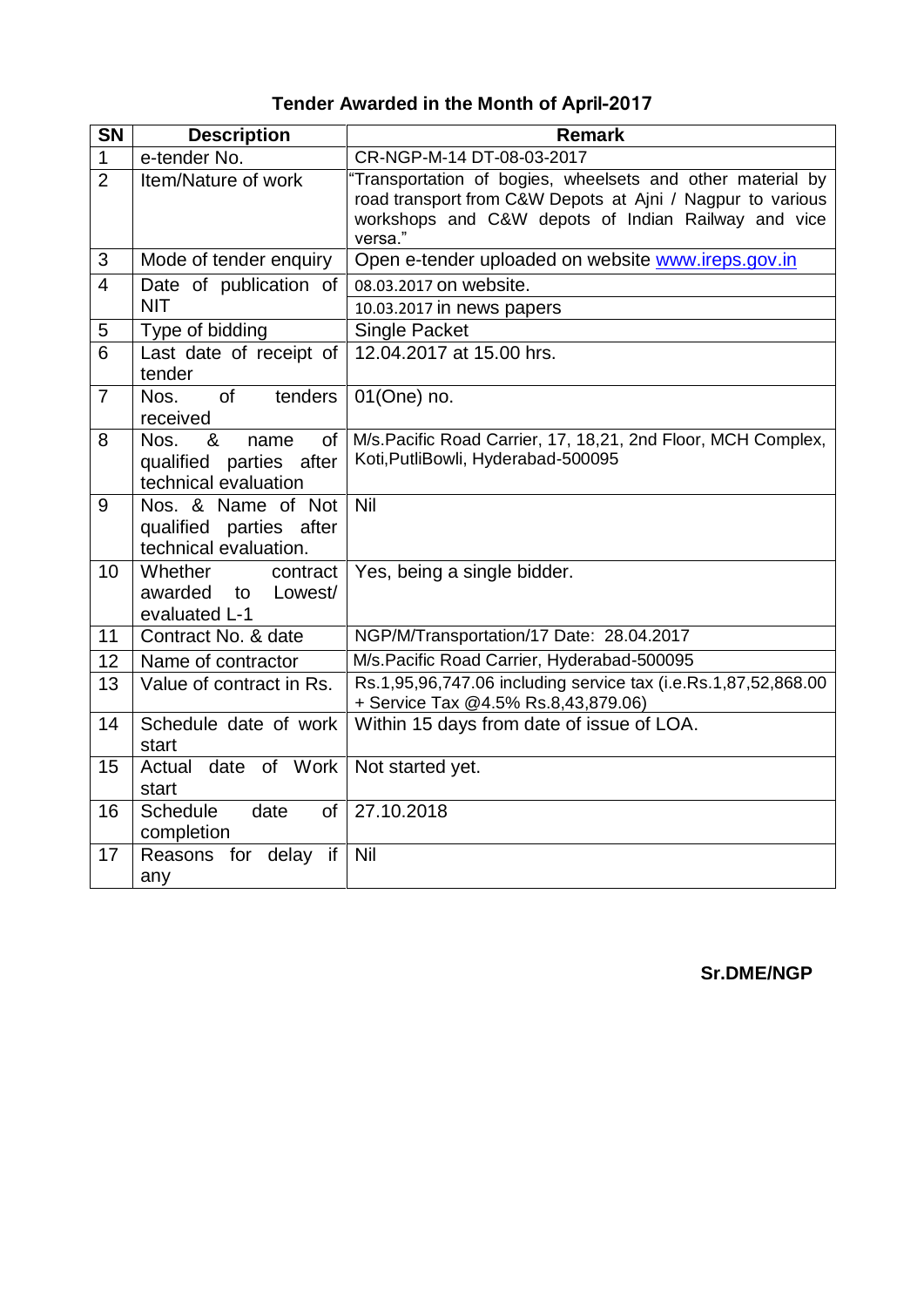## Tender Awarded in the Month of April-2017

| SN | Description | Remark |
|---|---|---|
| 1 | e-tender No. | CR-NGP-M-14 DT-08-03-2017 |
| 2 | Item/Nature of work | "Transportation of bogies, wheelsets and other material by road transport from C&W Depots at Ajni / Nagpur to various workshops and C&W depots of Indian Railway and vice versa." |
| 3 | Mode of tender enquiry | Open e-tender uploaded on website www.ireps.gov.in |
| 4 | Date of publication of NIT | 08.03.2017 on website.<br>10.03.2017 in news papers |
| 5 | Type of bidding | Single Packet |
| 6 | Last date of receipt of tender | 12.04.2017 at 15.00 hrs. |
| 7 | Nos. of tenders received | 01(One) no. |
| 8 | Nos. & name of qualified parties after technical evaluation | M/s.Pacific Road Carrier, 17, 18,21, 2nd Floor, MCH Complex, Koti,PutliBowli, Hyderabad-500095 |
| 9 | Nos. & Name of Not qualified parties after technical evaluation. | Nil |
| 10 | Whether contract awarded to Lowest/ evaluated L-1 | Yes, being a single bidder. |
| 11 | Contract No. & date | NGP/M/Transportation/17 Date: 28.04.2017 |
| 12 | Name of contractor | M/s.Pacific Road Carrier, Hyderabad-500095 |
| 13 | Value of contract in Rs. | Rs.1,95,96,747.06 including service tax (i.e.Rs.1,87,52,868.00 + Service Tax @4.5% Rs.8,43,879.06) |
| 14 | Schedule date of work start | Within 15 days from date of issue of LOA. |
| 15 | Actual date of Work start | Not started yet. |
| 16 | Schedule date of completion | 27.10.2018 |
| 17 | Reasons for delay if any | Nil |

**Sr.DME/NGP**